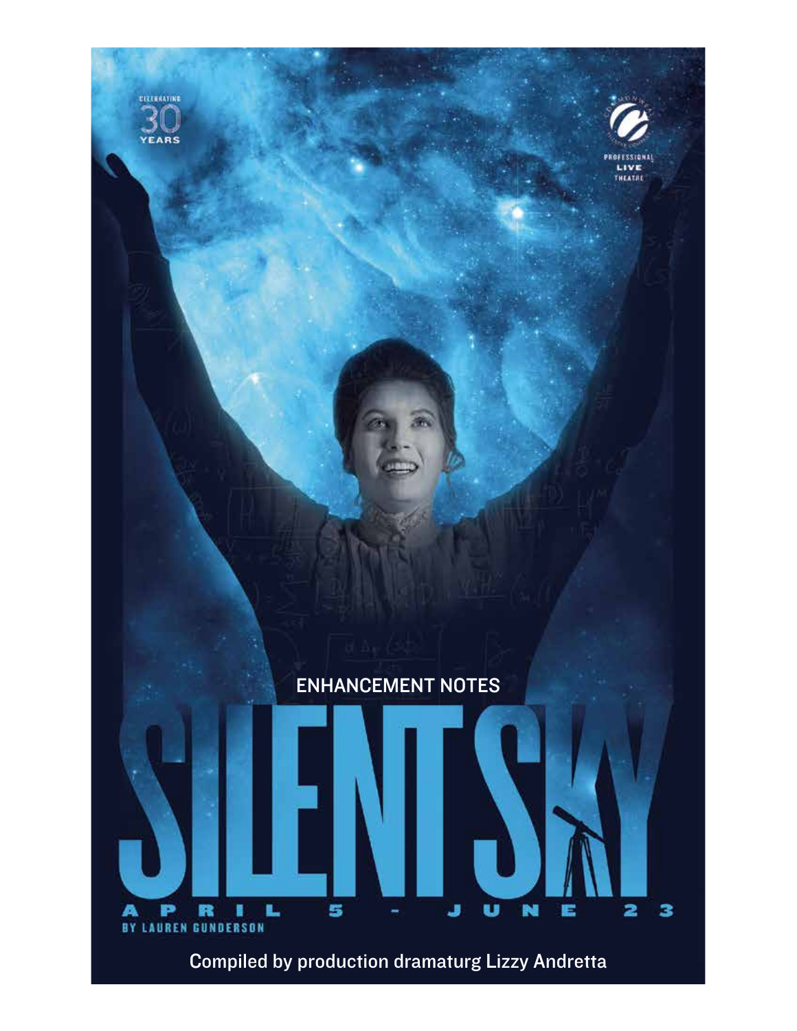CELEBRATING 30 YEARS

COMMONWEAL THEATRE COMPANY

PROFESSIONAL LIVE THEATRE

ENHANCEMENT NOTES

# SILENT SKY

APRIL 5 - JUNE 23

BY LAUREN GUNDERSON

Compiled by production dramaturg Lizzy Andretta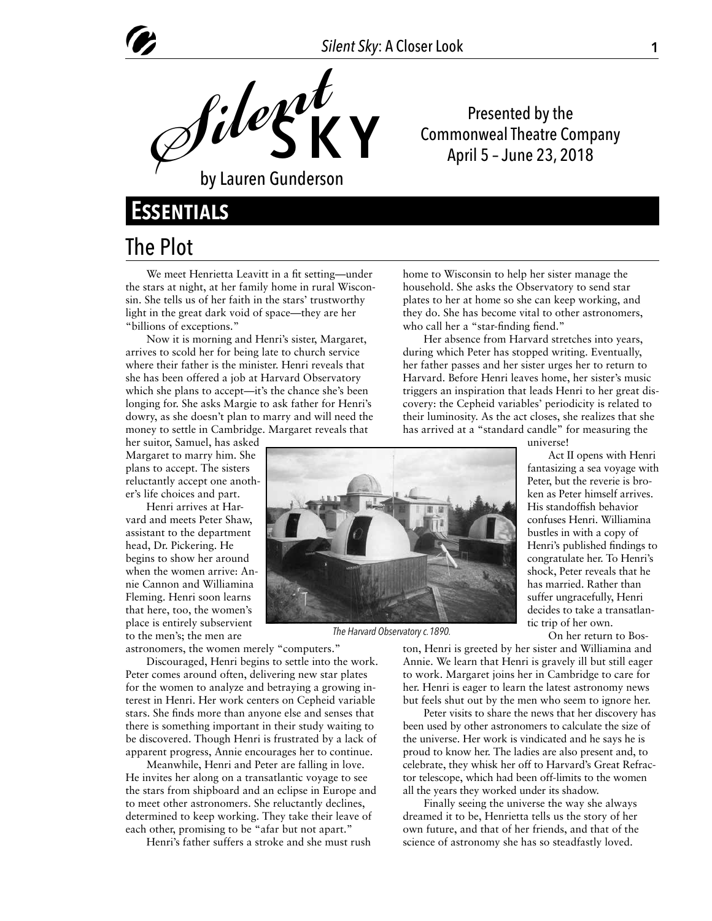# *Silent* SKY

by Lauren Gunderson

Presented by the Commonweal Theatre Company
April 5 – June 23, 2018

## ESSENTIALS

### The Plot

We meet Henrietta Leavitt in a fit setting—under the stars at night, at her family home in rural Wisconsin. She tells us of her faith in the stars' trustworthy light in the great dark void of space—they are her "billions of exceptions."

Now it is morning and Henri's sister, Margaret, arrives to scold her for being late to church service where their father is the minister. Henri reveals that she has been offered a job at Harvard Observatory which she plans to accept—it's the chance she's been longing for. She asks Margie to ask father for Henri's dowry, as she doesn't plan to marry and will need the money to settle in Cambridge. Margaret reveals that her suitor, Samuel, has asked Margaret to marry him. She plans to accept. The sisters reluctantly accept one another's life choices and part.

Henri arrives at Harvard and meets Peter Shaw, assistant to the department head, Dr. Pickering. He begins to show her around when the women arrive: Annie Cannon and Williamina Fleming. Henri soon learns that here, too, the women's place is entirely subservient to the men's; the men are astronomers, the women merely "computers."

Discouraged, Henri begins to settle into the work. Peter comes around often, delivering new star plates for the women to analyze and betraying a growing interest in Henri. Her work centers on Cepheid variable stars. She finds more than anyone else and senses that there is something important in their study waiting to be discovered. Though Henri is frustrated by a lack of apparent progress, Annie encourages her to continue.

Meanwhile, Henri and Peter are falling in love. He invites her along on a transatlantic voyage to see the stars from shipboard and an eclipse in Europe and to meet other astronomers. She reluctantly declines, determined to keep working. They take their leave of each other, promising to be "afar but not apart."

Henri's father suffers a stroke and she must rush home to Wisconsin to help her sister manage the household. She asks the Observatory to send star plates to her at home so she can keep working, and they do. She has become vital to other astronomers, who call her a "star-finding fiend."

Her absence from Harvard stretches into years, during which Peter has stopped writing. Eventually, her father passes and her sister urges her to return to Harvard. Before Henri leaves home, her sister's music triggers an inspiration that leads Henri to her great discovery: the Cepheid variables' periodicity is related to their luminosity. As the act closes, she realizes that she has arrived at a "standard candle" for measuring the universe!

*The Harvard Observatory c.1890.*

Act II opens with Henri fantasizing a sea voyage with Peter, but the reverie is broken as Peter himself arrives. His standoffish behavior confuses Henri. Williamina bustles in with a copy of Henri's published findings to congratulate her. To Henri's shock, Peter reveals that he has married. Rather than suffer ungracefully, Henri decides to take a transatlantic trip of her own.

On her return to Boston, Henri is greeted by her sister and Williamina and Annie. We learn that Henri is gravely ill but still eager to work. Margaret joins her in Cambridge to care for her. Henri is eager to learn the latest astronomy news but feels shut out by the men who seem to ignore her.

Peter visits to share the news that her discovery has been used by other astronomers to calculate the size of the universe. Her work is vindicated and he says he is proud to know her. The ladies are also present and, to celebrate, they whisk her off to Harvard's Great Refractor telescope, which had been off-limits to the women all the years they worked under its shadow.

Finally seeing the universe the way she always dreamed it to be, Henrietta tells us the story of her own future, and that of her friends, and that of the science of astronomy she has so steadfastly loved.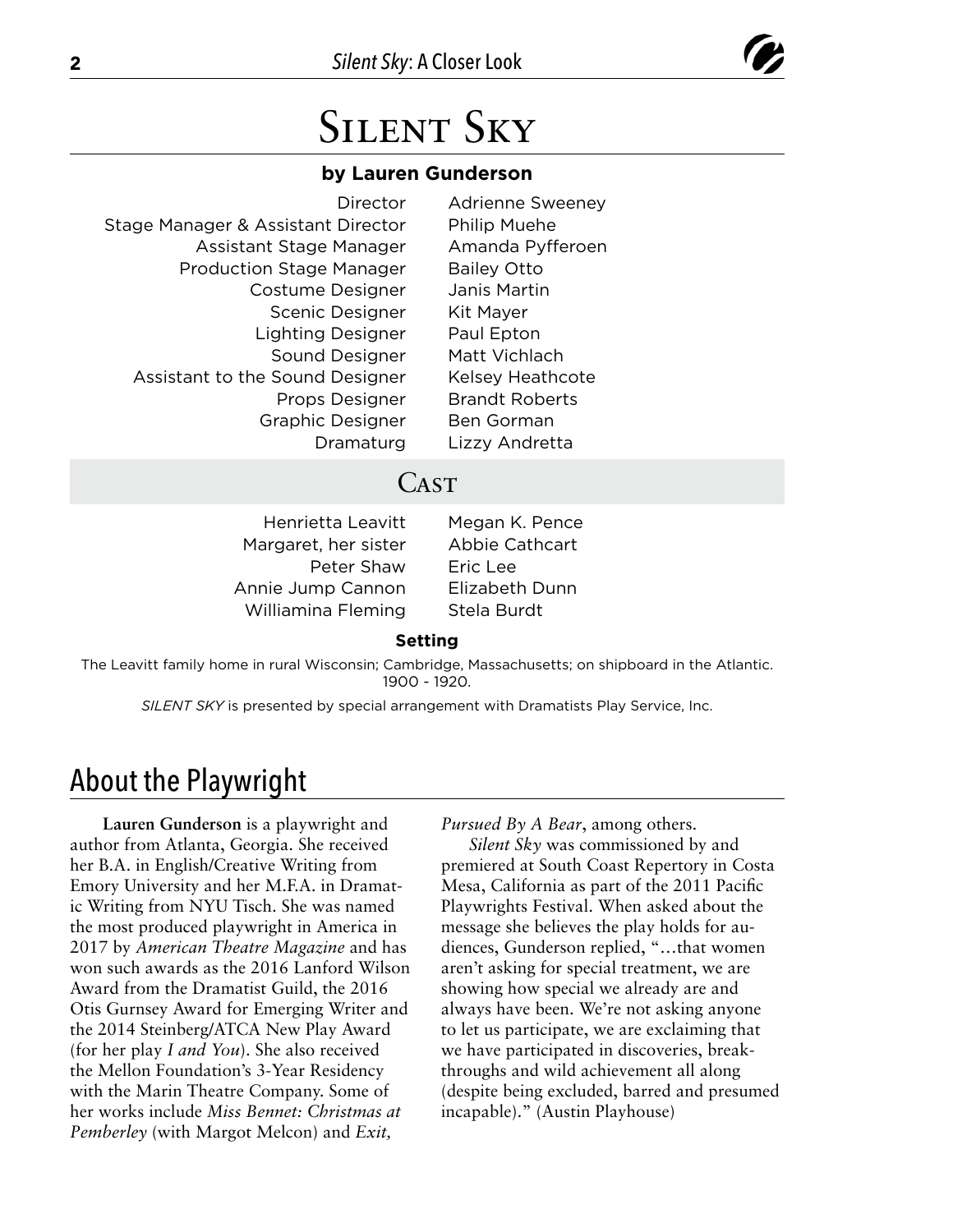# Silent Sky

**by Lauren Gunderson**

| | |
|---|---|
| Director | Adrienne Sweeney |
| Stage Manager & Assistant Director | Philip Muehe |
| Assistant Stage Manager | Amanda Pyfferoen |
| Production Stage Manager | Bailey Otto |
| Costume Designer | Janis Martin |
| Scenic Designer | Kit Mayer |
| Lighting Designer | Paul Epton |
| Sound Designer | Matt Vichlach |
| Assistant to the Sound Designer | Kelsey Heathcote |
| Props Designer | Brandt Roberts |
| Graphic Designer | Ben Gorman |
| Dramaturg | Lizzy Andretta |

## Cast

| | |
|---|---|
| Henrietta Leavitt | Megan K. Pence |
| Margaret, her sister | Abbie Cathcart |
| Peter Shaw | Eric Lee |
| Annie Jump Cannon | Elizabeth Dunn |
| Williamina Fleming | Stela Burdt |

**Setting**

The Leavitt family home in rural Wisconsin; Cambridge, Massachusetts; on shipboard in the Atlantic. 1900 - 1920.

*SILENT SKY* is presented by special arrangement with Dramatists Play Service, Inc.

## About the Playwright

**Lauren Gunderson** is a playwright and author from Atlanta, Georgia. She received her B.A. in English/Creative Writing from Emory University and her M.F.A. in Dramatic Writing from NYU Tisch. She was named the most produced playwright in America in 2017 by *American Theatre Magazine* and has won such awards as the 2016 Lanford Wilson Award from the Dramatist Guild, the 2016 Otis Gurnsey Award for Emerging Writer and the 2014 Steinberg/ATCA New Play Award (for her play *I and You*). She also received the Mellon Foundation's 3-Year Residency with the Marin Theatre Company. Some of her works include *Miss Bennet: Christmas at Pemberley* (with Margot Melcon) and *Exit, Pursued By A Bear*, among others.

*Silent Sky* was commissioned by and premiered at South Coast Repertory in Costa Mesa, California as part of the 2011 Pacific Playwrights Festival. When asked about the message she believes the play holds for audiences, Gunderson replied, "…that women aren't asking for special treatment, we are showing how special we already are and always have been. We're not asking anyone to let us participate, we are exclaiming that we have participated in discoveries, breakthroughs and wild achievement all along (despite being excluded, barred and presumed incapable)." (Austin Playhouse)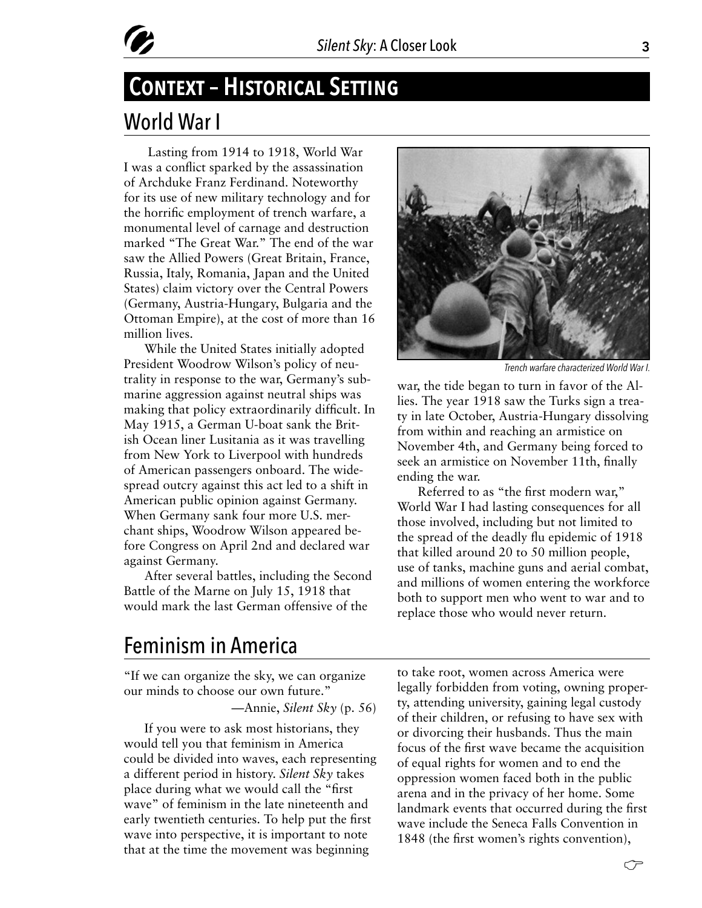# Context – Historical Setting

## World War I

Lasting from 1914 to 1918, World War I was a conflict sparked by the assassination of Archduke Franz Ferdinand. Noteworthy for its use of new military technology and for the horrific employment of trench warfare, a monumental level of carnage and destruction marked "The Great War." The end of the war saw the Allied Powers (Great Britain, France, Russia, Italy, Romania, Japan and the United States) claim victory over the Central Powers (Germany, Austria-Hungary, Bulgaria and the Ottoman Empire), at the cost of more than 16 million lives.

While the United States initially adopted President Woodrow Wilson's policy of neutrality in response to the war, Germany's submarine aggression against neutral ships was making that policy extraordinarily difficult. In May 1915, a German U-boat sank the British Ocean liner Lusitania as it was travelling from New York to Liverpool with hundreds of American passengers onboard. The widespread outcry against this act led to a shift in American public opinion against Germany. When Germany sank four more U.S. merchant ships, Woodrow Wilson appeared before Congress on April 2nd and declared war against Germany.

After several battles, including the Second Battle of the Marne on July 15, 1918 that would mark the last German offensive of the war, the tide began to turn in favor of the Allies. The year 1918 saw the Turks sign a treaty in late October, Austria-Hungary dissolving from within and reaching an armistice on November 4th, and Germany being forced to seek an armistice on November 11th, finally ending the war.

*Trench warfare characterized World War I.*

Referred to as "the first modern war," World War I had lasting consequences for all those involved, including but not limited to the spread of the deadly flu epidemic of 1918 that killed around 20 to 50 million people, use of tanks, machine guns and aerial combat, and millions of women entering the workforce both to support men who went to war and to replace those who would never return.

## Feminism in America

"If we can organize the sky, we can organize our minds to choose our own future."

—Annie, *Silent Sky* (p. 56)

If you were to ask most historians, they would tell you that feminism in America could be divided into waves, each representing a different period in history. *Silent Sky* takes place during what we would call the "first wave" of feminism in the late nineteenth and early twentieth centuries. To help put the first wave into perspective, it is important to note that at the time the movement was beginning to take root, women across America were legally forbidden from voting, owning property, attending university, gaining legal custody of their children, or refusing to have sex with or divorcing their husbands. Thus the main focus of the first wave became the acquisition of equal rights for women and to end the oppression women faced both in the public arena and in the privacy of her home. Some landmark events that occurred during the first wave include the Seneca Falls Convention in 1848 (the first women's rights convention),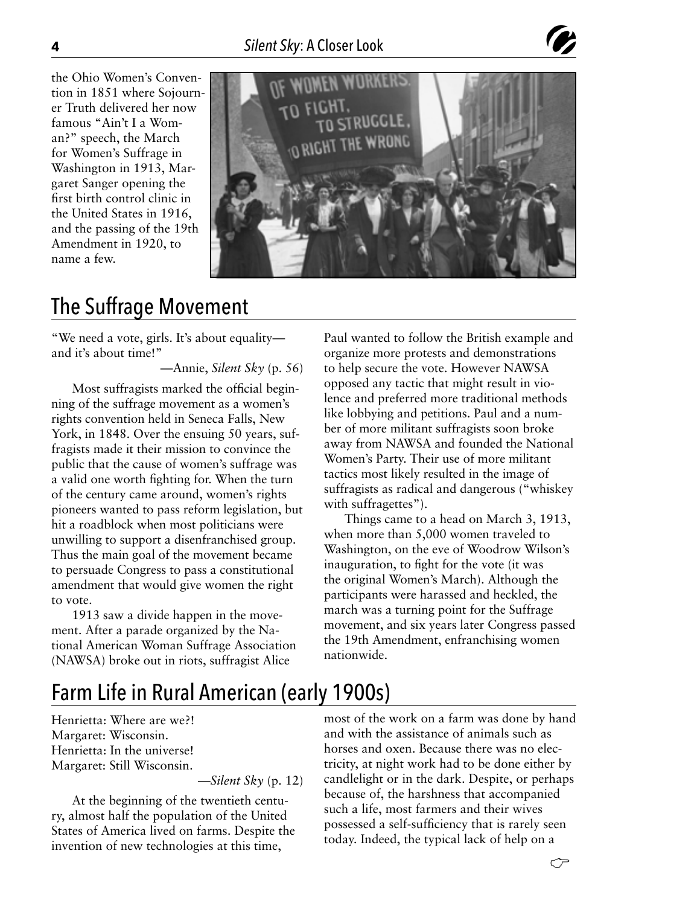the Ohio Women's Convention in 1851 where Sojourner Truth delivered her now famous "Ain't I a Woman?" speech, the March for Women's Suffrage in Washington in 1913, Margaret Sanger opening the first birth control clinic in the United States in 1916, and the passing of the 19th Amendment in 1920, to name a few.

## The Suffrage Movement

"We need a vote, girls. It's about equality—and it's about time!"

—Annie, *Silent Sky* (p. 56)

Most suffragists marked the official beginning of the suffrage movement as a women's rights convention held in Seneca Falls, New York, in 1848. Over the ensuing 50 years, suffragists made it their mission to convince the public that the cause of women's suffrage was a valid one worth fighting for. When the turn of the century came around, women's rights pioneers wanted to pass reform legislation, but hit a roadblock when most politicians were unwilling to support a disenfranchised group. Thus the main goal of the movement became to persuade Congress to pass a constitutional amendment that would give women the right to vote.

1913 saw a divide happen in the movement. After a parade organized by the National American Woman Suffrage Association (NAWSA) broke out in riots, suffragist Alice Paul wanted to follow the British example and organize more protests and demonstrations to help secure the vote. However NAWSA opposed any tactic that might result in violence and preferred more traditional methods like lobbying and petitions. Paul and a number of more militant suffragists soon broke away from NAWSA and founded the National Women's Party. Their use of more militant tactics most likely resulted in the image of suffragists as radical and dangerous ("whiskey with suffragettes").

Things came to a head on March 3, 1913, when more than 5,000 women traveled to Washington, on the eve of Woodrow Wilson's inauguration, to fight for the vote (it was the original Women's March). Although the participants were harassed and heckled, the march was a turning point for the Suffrage movement, and six years later Congress passed the 19th Amendment, enfranchising women nationwide.

## Farm Life in Rural American (early 1900s)

Henrietta: Where are we?!
Margaret: Wisconsin.
Henrietta: In the universe!
Margaret: Still Wisconsin.

—*Silent Sky* (p. 12)

At the beginning of the twentieth century, almost half the population of the United States of America lived on farms. Despite the invention of new technologies at this time, most of the work on a farm was done by hand and with the assistance of animals such as horses and oxen. Because there was no electricity, at night work had to be done either by candlelight or in the dark. Despite, or perhaps because of, the harshness that accompanied such a life, most farmers and their wives possessed a self-sufficiency that is rarely seen today. Indeed, the typical lack of help on a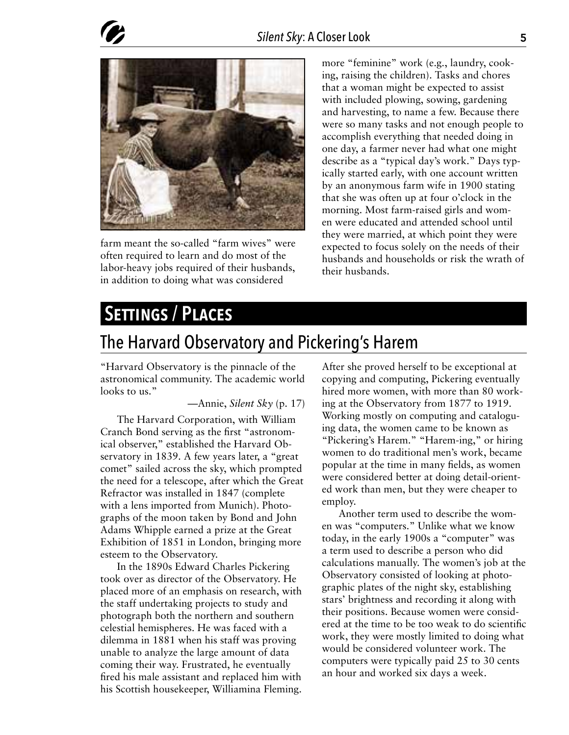farm meant the so-called "farm wives" were often required to learn and do most of the labor-heavy jobs required of their husbands, in addition to doing what was considered more "feminine" work (e.g., laundry, cooking, raising the children). Tasks and chores that a woman might be expected to assist with included plowing, sowing, gardening and harvesting, to name a few. Because there were so many tasks and not enough people to accomplish everything that needed doing in one day, a farmer never had what one might describe as a "typical day's work." Days typically started early, with one account written by an anonymous farm wife in 1900 stating that she was often up at four o'clock in the morning. Most farm-raised girls and women were educated and attended school until they were married, at which point they were expected to focus solely on the needs of their husbands and households or risk the wrath of their husbands.

# Settings / Places

## The Harvard Observatory and Pickering's Harem

"Harvard Observatory is the pinnacle of the astronomical community. The academic world looks to us."

—Annie, *Silent Sky* (p. 17)

The Harvard Corporation, with William Cranch Bond serving as the first "astronomical observer," established the Harvard Observatory in 1839. A few years later, a "great comet" sailed across the sky, which prompted the need for a telescope, after which the Great Refractor was installed in 1847 (complete with a lens imported from Munich). Photographs of the moon taken by Bond and John Adams Whipple earned a prize at the Great Exhibition of 1851 in London, bringing more esteem to the Observatory.

In the 1890s Edward Charles Pickering took over as director of the Observatory. He placed more of an emphasis on research, with the staff undertaking projects to study and photograph both the northern and southern celestial hemispheres. He was faced with a dilemma in 1881 when his staff was proving unable to analyze the large amount of data coming their way. Frustrated, he eventually fired his male assistant and replaced him with his Scottish housekeeper, Williamina Fleming. After she proved herself to be exceptional at copying and computing, Pickering eventually hired more women, with more than 80 working at the Observatory from 1877 to 1919. Working mostly on computing and cataloguing data, the women came to be known as "Pickering's Harem." "Harem-ing," or hiring women to do traditional men's work, became popular at the time in many fields, as women were considered better at doing detail-oriented work than men, but they were cheaper to employ.

Another term used to describe the women was "computers." Unlike what we know today, in the early 1900s a "computer" was a term used to describe a person who did calculations manually. The women's job at the Observatory consisted of looking at photographic plates of the night sky, establishing stars' brightness and recording it along with their positions. Because women were considered at the time to be too weak to do scientific work, they were mostly limited to doing what would be considered volunteer work. The computers were typically paid 25 to 30 cents an hour and worked six days a week.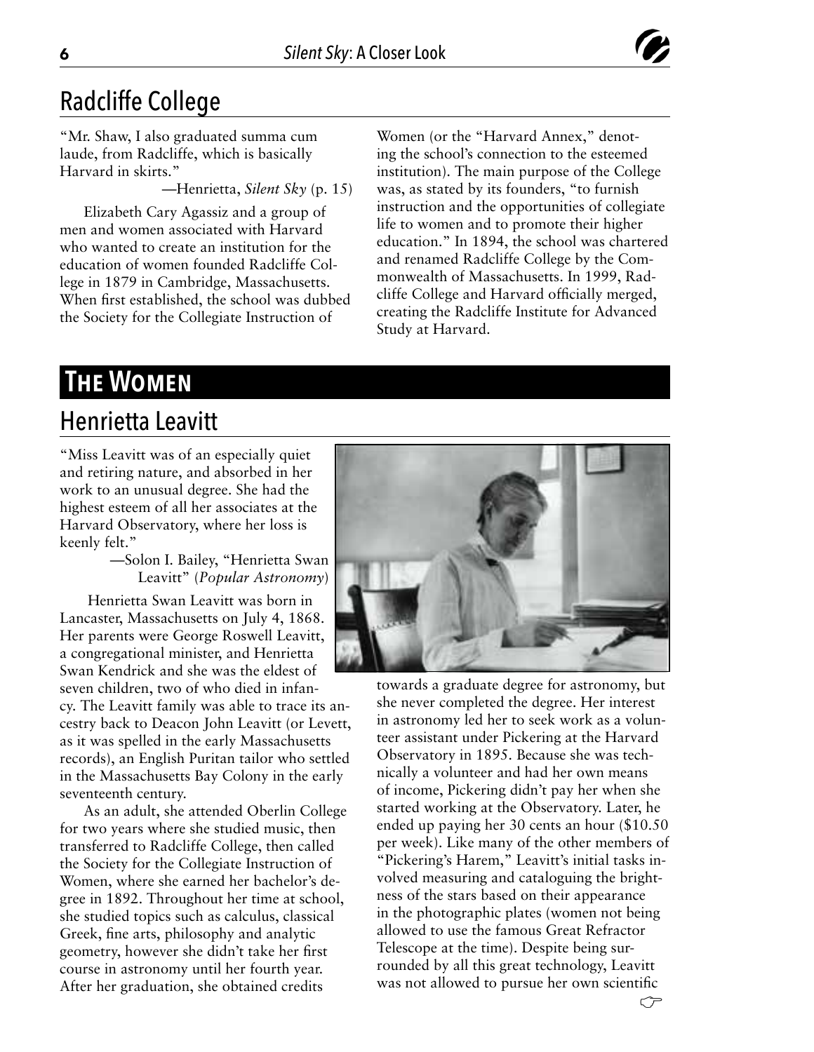## Radcliffe College

"Mr. Shaw, I also graduated summa cum laude, from Radcliffe, which is basically Harvard in skirts."

—Henrietta, *Silent Sky* (p. 15)

Elizabeth Cary Agassiz and a group of men and women associated with Harvard who wanted to create an institution for the education of women founded Radcliffe College in 1879 in Cambridge, Massachusetts. When first established, the school was dubbed the Society for the Collegiate Instruction of Women (or the "Harvard Annex," denoting the school's connection to the esteemed institution). The main purpose of the College was, as stated by its founders, "to furnish instruction and the opportunities of collegiate life to women and to promote their higher education." In 1894, the school was chartered and renamed Radcliffe College by the Commonwealth of Massachusetts. In 1999, Radcliffe College and Harvard officially merged, creating the Radcliffe Institute for Advanced Study at Harvard.

# The Women

## Henrietta Leavitt

"Miss Leavitt was of an especially quiet and retiring nature, and absorbed in her work to an unusual degree. She had the highest esteem of all her associates at the Harvard Observatory, where her loss is keenly felt."

—Solon I. Bailey, "Henrietta Swan Leavitt" (*Popular Astronomy*)

Henrietta Swan Leavitt was born in Lancaster, Massachusetts on July 4, 1868. Her parents were George Roswell Leavitt, a congregational minister, and Henrietta Swan Kendrick and she was the eldest of seven children, two of who died in infancy. The Leavitt family was able to trace its ancestry back to Deacon John Leavitt (or Levett, as it was spelled in the early Massachusetts records), an English Puritan tailor who settled in the Massachusetts Bay Colony in the early seventeenth century.

As an adult, she attended Oberlin College for two years where she studied music, then transferred to Radcliffe College, then called the Society for the Collegiate Instruction of Women, where she earned her bachelor's degree in 1892. Throughout her time at school, she studied topics such as calculus, classical Greek, fine arts, philosophy and analytic geometry, however she didn't take her first course in astronomy until her fourth year. After her graduation, she obtained credits towards a graduate degree for astronomy, but she never completed the degree. Her interest in astronomy led her to seek work as a volunteer assistant under Pickering at the Harvard Observatory in 1895. Because she was technically a volunteer and had her own means of income, Pickering didn't pay her when she started working at the Observatory. Later, he ended up paying her 30 cents an hour ($10.50 per week). Like many of the other members of "Pickering's Harem," Leavitt's initial tasks involved measuring and cataloguing the brightness of the stars based on their appearance in the photographic plates (women not being allowed to use the famous Great Refractor Telescope at the time). Despite being surrounded by all this great technology, Leavitt was not allowed to pursue her own scientific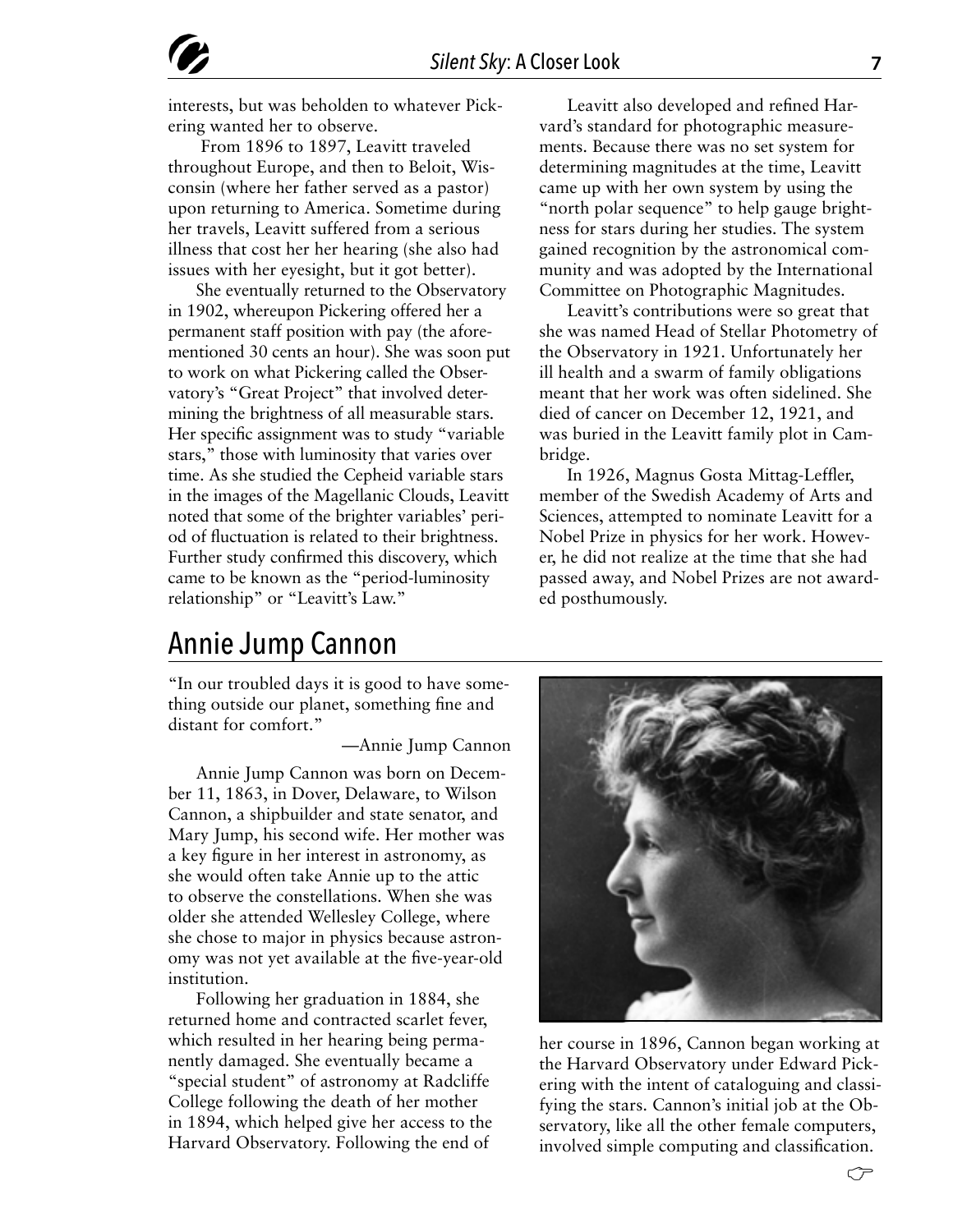interests, but was beholden to whatever Pickering wanted her to observe.

From 1896 to 1897, Leavitt traveled throughout Europe, and then to Beloit, Wisconsin (where her father served as a pastor) upon returning to America. Sometime during her travels, Leavitt suffered from a serious illness that cost her her hearing (she also had issues with her eyesight, but it got better).

She eventually returned to the Observatory in 1902, whereupon Pickering offered her a permanent staff position with pay (the aforementioned 30 cents an hour). She was soon put to work on what Pickering called the Observatory's "Great Project" that involved determining the brightness of all measurable stars. Her specific assignment was to study "variable stars," those with luminosity that varies over time. As she studied the Cepheid variable stars in the images of the Magellanic Clouds, Leavitt noted that some of the brighter variables' period of fluctuation is related to their brightness. Further study confirmed this discovery, which came to be known as the "period-luminosity relationship" or "Leavitt's Law."

Leavitt also developed and refined Harvard's standard for photographic measurements. Because there was no set system for determining magnitudes at the time, Leavitt came up with her own system by using the "north polar sequence" to help gauge brightness for stars during her studies. The system gained recognition by the astronomical community and was adopted by the International Committee on Photographic Magnitudes.

Leavitt's contributions were so great that she was named Head of Stellar Photometry of the Observatory in 1921. Unfortunately her ill health and a swarm of family obligations meant that her work was often sidelined. She died of cancer on December 12, 1921, and was buried in the Leavitt family plot in Cambridge.

In 1926, Magnus Gosta Mittag-Leffler, member of the Swedish Academy of Arts and Sciences, attempted to nominate Leavitt for a Nobel Prize in physics for her work. However, he did not realize at the time that she had passed away, and Nobel Prizes are not awarded posthumously.

## Annie Jump Cannon

"In our troubled days it is good to have something outside our planet, something fine and distant for comfort."

—Annie Jump Cannon

Annie Jump Cannon was born on December 11, 1863, in Dover, Delaware, to Wilson Cannon, a shipbuilder and state senator, and Mary Jump, his second wife. Her mother was a key figure in her interest in astronomy, as she would often take Annie up to the attic to observe the constellations. When she was older she attended Wellesley College, where she chose to major in physics because astronomy was not yet available at the five-year-old institution.

Following her graduation in 1884, she returned home and contracted scarlet fever, which resulted in her hearing being permanently damaged. She eventually became a "special student" of astronomy at Radcliffe College following the death of her mother in 1894, which helped give her access to the Harvard Observatory. Following the end of her course in 1896, Cannon began working at the Harvard Observatory under Edward Pickering with the intent of cataloguing and classifying the stars. Cannon's initial job at the Observatory, like all the other female computers, involved simple computing and classification.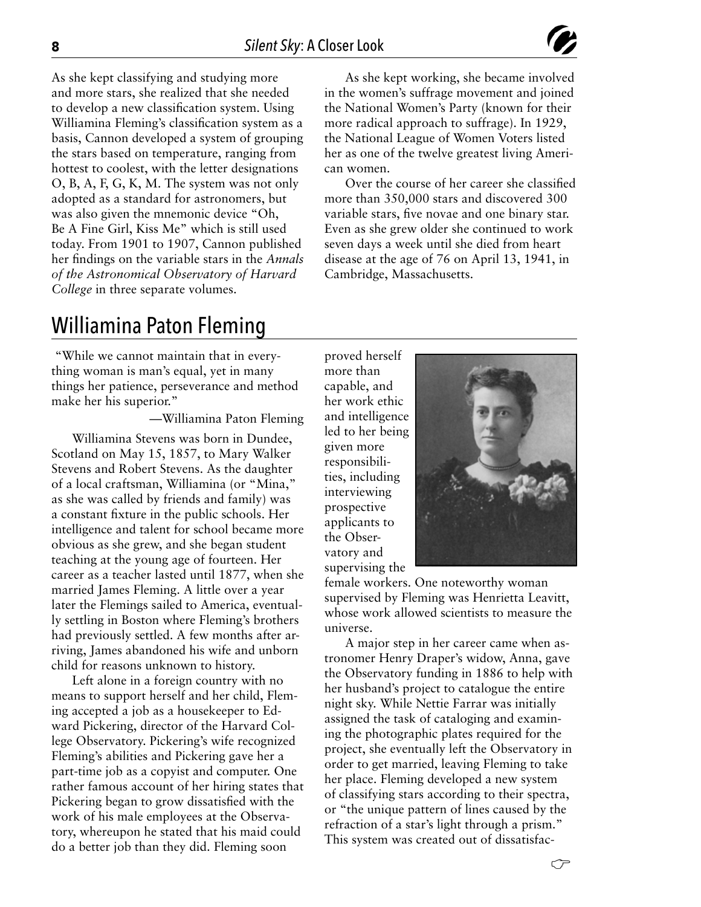As she kept classifying and studying more and more stars, she realized that she needed to develop a new classification system. Using Williamina Fleming's classification system as a basis, Cannon developed a system of grouping the stars based on temperature, ranging from hottest to coolest, with the letter designations O, B, A, F, G, K, M. The system was not only adopted as a standard for astronomers, but was also given the mnemonic device "Oh, Be A Fine Girl, Kiss Me" which is still used today. From 1901 to 1907, Cannon published her findings on the variable stars in the *Annals of the Astronomical Observatory of Harvard College* in three separate volumes.

As she kept working, she became involved in the women's suffrage movement and joined the National Women's Party (known for their more radical approach to suffrage). In 1929, the National League of Women Voters listed her as one of the twelve greatest living American women.

Over the course of her career she classified more than 350,000 stars and discovered 300 variable stars, five novae and one binary star. Even as she grew older she continued to work seven days a week until she died from heart disease at the age of 76 on April 13, 1941, in Cambridge, Massachusetts.

## Williamina Paton Fleming

"While we cannot maintain that in everything woman is man's equal, yet in many things her patience, perseverance and method make her his superior."

—Williamina Paton Fleming

Williamina Stevens was born in Dundee, Scotland on May 15, 1857, to Mary Walker Stevens and Robert Stevens. As the daughter of a local craftsman, Williamina (or "Mina," as she was called by friends and family) was a constant fixture in the public schools. Her intelligence and talent for school became more obvious as she grew, and she began student teaching at the young age of fourteen. Her career as a teacher lasted until 1877, when she married James Fleming. A little over a year later the Flemings sailed to America, eventually settling in Boston where Fleming's brothers had previously settled. A few months after arriving, James abandoned his wife and unborn child for reasons unknown to history.

Left alone in a foreign country with no means to support herself and her child, Fleming accepted a job as a housekeeper to Edward Pickering, director of the Harvard College Observatory. Pickering's wife recognized Fleming's abilities and Pickering gave her a part-time job as a copyist and computer. One rather famous account of her hiring states that Pickering began to grow dissatisfied with the work of his male employees at the Observatory, whereupon he stated that his maid could do a better job than they did. Fleming soon proved herself more than capable, and her work ethic and intelligence led to her being given more responsibilities, including interviewing prospective applicants to the Observatory and supervising the female workers. One noteworthy woman supervised by Fleming was Henrietta Leavitt, whose work allowed scientists to measure the universe.

A major step in her career came when astronomer Henry Draper's widow, Anna, gave the Observatory funding in 1886 to help with her husband's project to catalogue the entire night sky. While Nettie Farrar was initially assigned the task of cataloging and examining the photographic plates required for the project, she eventually left the Observatory in order to get married, leaving Fleming to take her place. Fleming developed a new system of classifying stars according to their spectra, or "the unique pattern of lines caused by the refraction of a star's light through a prism." This system was created out of dissatisfac-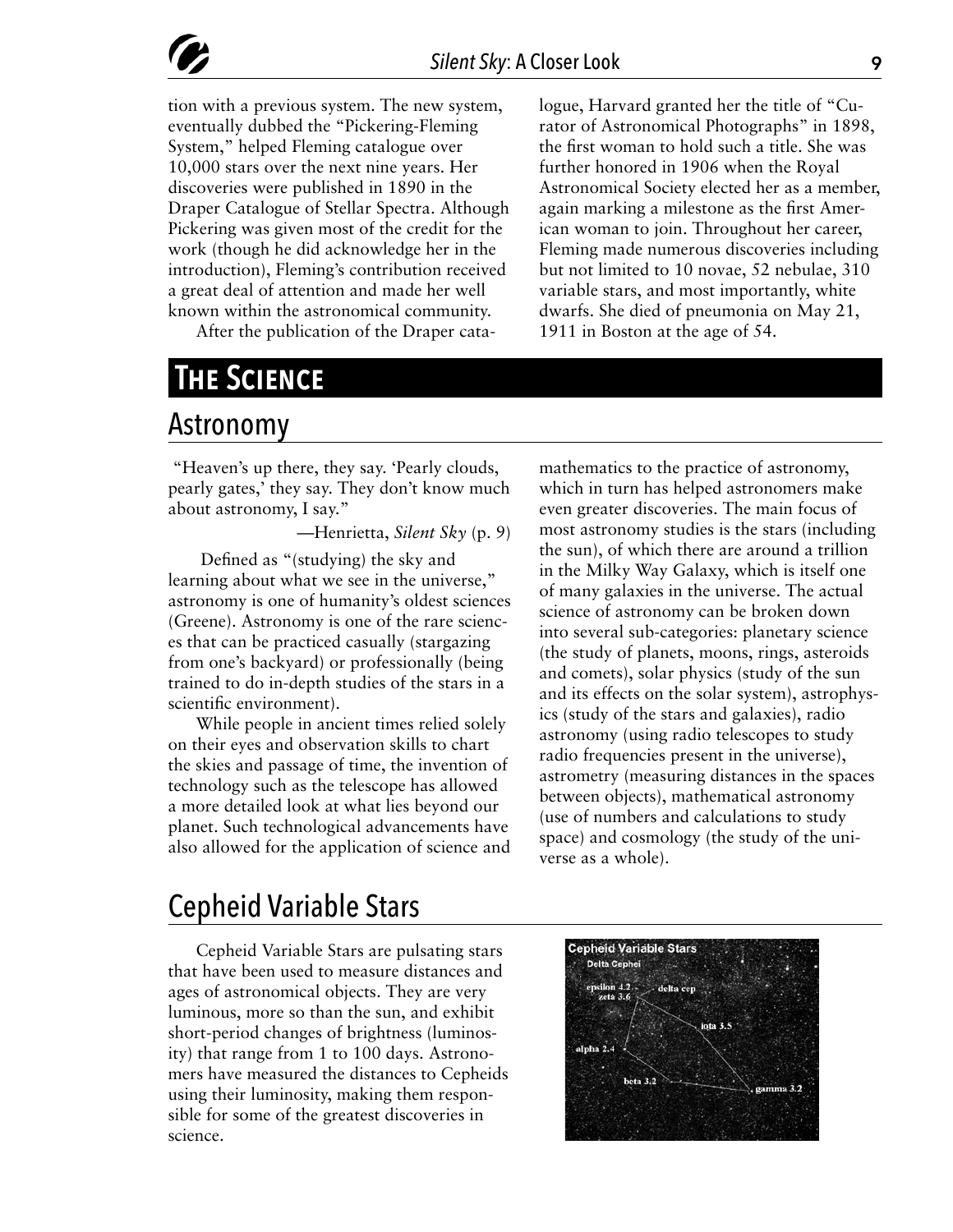tion with a previous system. The new system, eventually dubbed the "Pickering-Fleming System," helped Fleming catalogue over 10,000 stars over the next nine years. Her discoveries were published in 1890 in the Draper Catalogue of Stellar Spectra. Although Pickering was given most of the credit for the work (though he did acknowledge her in the introduction), Fleming's contribution received a great deal of attention and made her well known within the astronomical community.

After the publication of the Draper catalogue, Harvard granted her the title of "Curator of Astronomical Photographs" in 1898, the first woman to hold such a title. She was further honored in 1906 when the Royal Astronomical Society elected her as a member, again marking a milestone as the first American woman to join. Throughout her career, Fleming made numerous discoveries including but not limited to 10 novae, 52 nebulae, 310 variable stars, and most importantly, white dwarfs. She died of pneumonia on May 21, 1911 in Boston at the age of 54.

# The Science

## Astronomy

"Heaven's up there, they say. 'Pearly clouds, pearly gates,' they say. They don't know much about astronomy, I say."

—Henrietta, *Silent Sky* (p. 9)

Defined as "(studying) the sky and learning about what we see in the universe," astronomy is one of humanity's oldest sciences (Greene). Astronomy is one of the rare sciences that can be practiced casually (stargazing from one's backyard) or professionally (being trained to do in-depth studies of the stars in a scientific environment).

While people in ancient times relied solely on their eyes and observation skills to chart the skies and passage of time, the invention of technology such as the telescope has allowed a more detailed look at what lies beyond our planet. Such technological advancements have also allowed for the application of science and mathematics to the practice of astronomy, which in turn has helped astronomers make even greater discoveries. The main focus of most astronomy studies is the stars (including the sun), of which there are around a trillion in the Milky Way Galaxy, which is itself one of many galaxies in the universe. The actual science of astronomy can be broken down into several sub-categories: planetary science (the study of planets, moons, rings, asteroids and comets), solar physics (study of the sun and its effects on the solar system), astrophysics (study of the stars and galaxies), radio astronomy (using radio telescopes to study radio frequencies present in the universe), astrometry (measuring distances in the spaces between objects), mathematical astronomy (use of numbers and calculations to study space) and cosmology (the study of the universe as a whole).

## Cepheid Variable Stars

Cepheid Variable Stars are pulsating stars that have been used to measure distances and ages of astronomical objects. They are very luminous, more so than the sun, and exhibit short-period changes of brightness (luminosity) that range from 1 to 100 days. Astronomers have measured the distances to Cepheids using their luminosity, making them responsible for some of the greatest discoveries in science.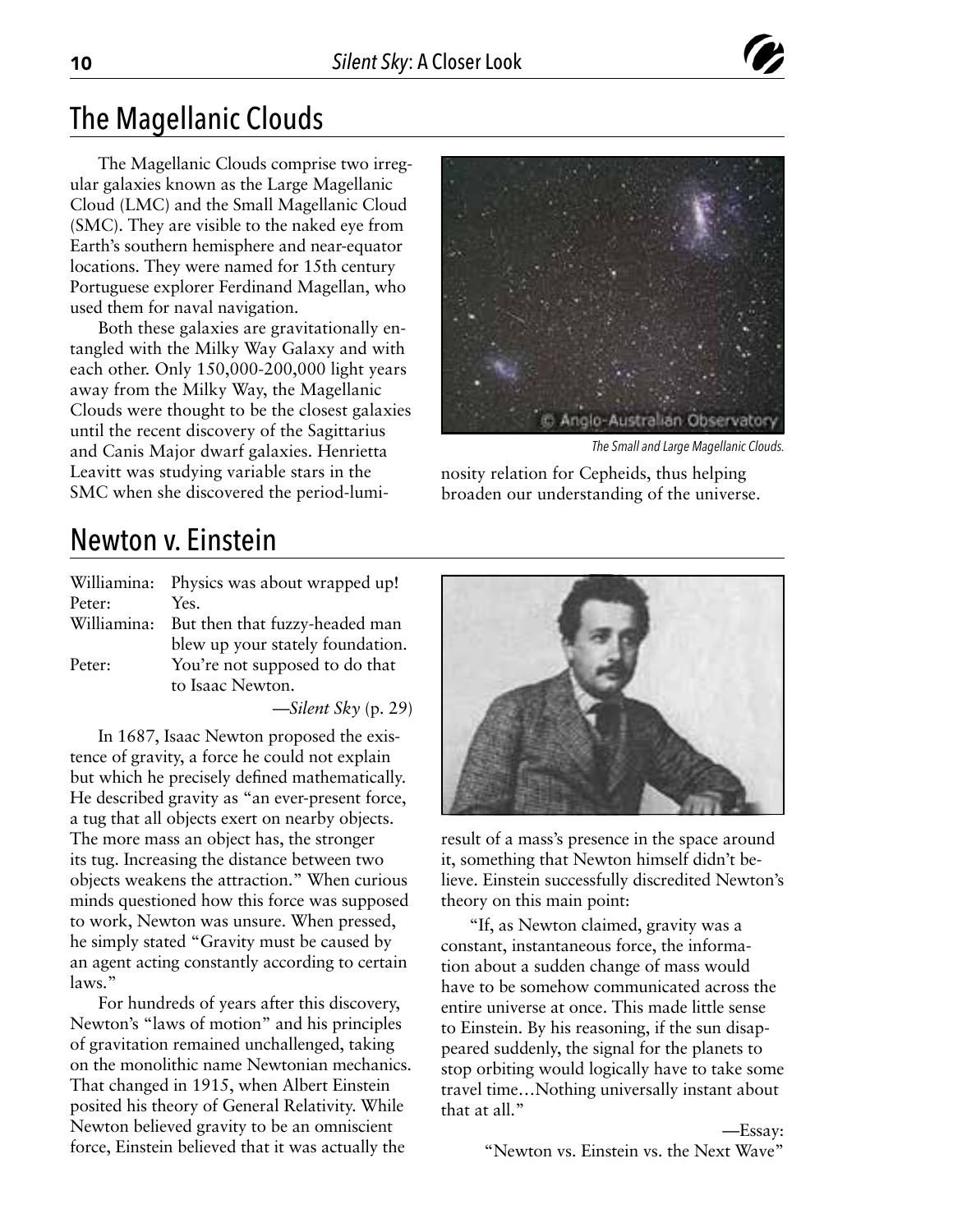## The Magellanic Clouds

The Magellanic Clouds comprise two irregular galaxies known as the Large Magellanic Cloud (LMC) and the Small Magellanic Cloud (SMC). They are visible to the naked eye from Earth's southern hemisphere and near-equator locations. They were named for 15th century Portuguese explorer Ferdinand Magellan, who used them for naval navigation.

Both these galaxies are gravitationally entangled with the Milky Way Galaxy and with each other. Only 150,000-200,000 light years away from the Milky Way, the Magellanic Clouds were thought to be the closest galaxies until the recent discovery of the Sagittarius and Canis Major dwarf galaxies. Henrietta Leavitt was studying variable stars in the SMC when she discovered the period-luminosity relation for Cepheids, thus helping broaden our understanding of the universe.

*The Small and Large Magellanic Clouds.*

## Newton v. Einstein

| | |
|---|---|
| Williamina: | Physics was about wrapped up! |
| Peter: | Yes. |
| Williamina: | But then that fuzzy-headed man blew up your stately foundation. |
| Peter: | You're not supposed to do that to Isaac Newton. |

—*Silent Sky* (p. 29)

In 1687, Isaac Newton proposed the existence of gravity, a force he could not explain but which he precisely defined mathematically. He described gravity as "an ever-present force, a tug that all objects exert on nearby objects. The more mass an object has, the stronger its tug. Increasing the distance between two objects weakens the attraction." When curious minds questioned how this force was supposed to work, Newton was unsure. When pressed, he simply stated "Gravity must be caused by an agent acting constantly according to certain laws."

For hundreds of years after this discovery, Newton's "laws of motion" and his principles of gravitation remained unchallenged, taking on the monolithic name Newtonian mechanics. That changed in 1915, when Albert Einstein posited his theory of General Relativity. While Newton believed gravity to be an omniscient force, Einstein believed that it was actually the result of a mass's presence in the space around it, something that Newton himself didn't believe. Einstein successfully discredited Newton's theory on this main point:

> "If, as Newton claimed, gravity was a constant, instantaneous force, the information about a sudden change of mass would have to be somehow communicated across the entire universe at once. This made little sense to Einstein. By his reasoning, if the sun disappeared suddenly, the signal for the planets to stop orbiting would logically have to take some travel time…Nothing universally instant about that at all."
>
> —Essay: "Newton vs. Einstein vs. the Next Wave"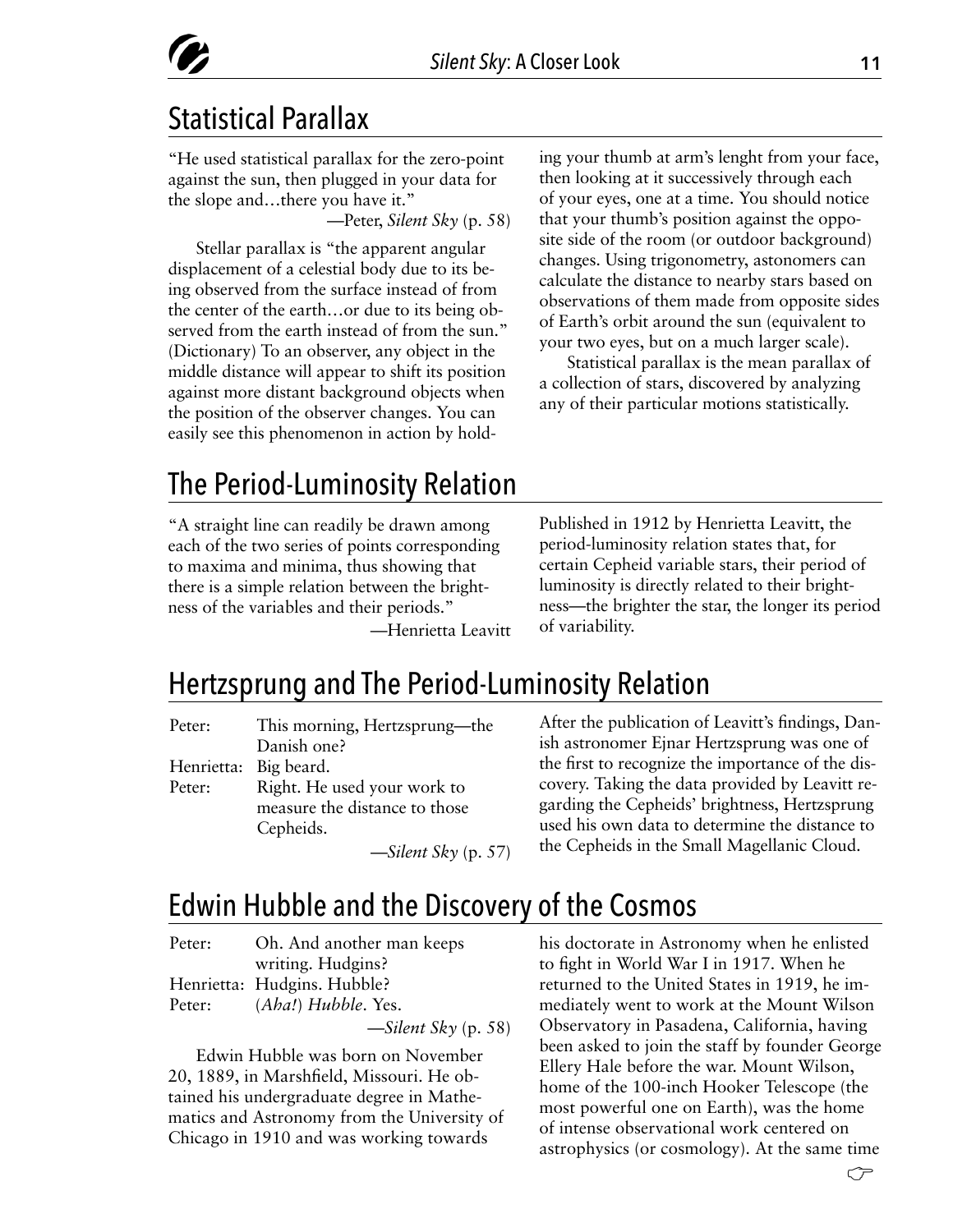## Statistical Parallax

"He used statistical parallax for the zero-point against the sun, then plugged in your data for the slope and…there you have it."

—Peter, *Silent Sky* (p. 58)

Stellar parallax is "the apparent angular displacement of a celestial body due to its being observed from the surface instead of from the center of the earth…or due to its being observed from the earth instead of from the sun." (Dictionary) To an observer, any object in the middle distance will appear to shift its position against more distant background objects when the position of the observer changes. You can easily see this phenomenon in action by holding your thumb at arm's lenght from your face, then looking at it successively through each of your eyes, one at a time. You should notice that your thumb's position against the opposite side of the room (or outdoor background) changes. Using trigonometry, astonomers can calculate the distance to nearby stars based on observations of them made from opposite sides of Earth's orbit around the sun (equivalent to your two eyes, but on a much larger scale).

Statistical parallax is the mean parallax of a collection of stars, discovered by analyzing any of their particular motions statistically.

## The Period-Luminosity Relation

"A straight line can readily be drawn among each of the two series of points corresponding to maxima and minima, thus showing that there is a simple relation between the brightness of the variables and their periods."

—Henrietta Leavitt

Published in 1912 by Henrietta Leavitt, the period-luminosity relation states that, for certain Cepheid variable stars, their period of luminosity is directly related to their brightness—the brighter the star, the longer its period of variability.

## Hertzsprung and The Period-Luminosity Relation

Peter: This morning, Hertzsprung—the Danish one?
Henrietta: Big beard.
Peter: Right. He used your work to measure the distance to those Cepheids.

—*Silent Sky* (p. 57)

After the publication of Leavitt's findings, Danish astronomer Ejnar Hertzsprung was one of the first to recognize the importance of the discovery. Taking the data provided by Leavitt regarding the Cepheids' brightness, Hertzsprung used his own data to determine the distance to the Cepheids in the Small Magellanic Cloud.

## Edwin Hubble and the Discovery of the Cosmos

Peter: Oh. And another man keeps writing. Hudgins?
Henrietta: Hudgins. Hubble?
Peter: (*Aha!*) *Hubble*. Yes.

—*Silent Sky* (p. 58)

Edwin Hubble was born on November 20, 1889, in Marshfield, Missouri. He obtained his undergraduate degree in Mathematics and Astronomy from the University of Chicago in 1910 and was working towards his doctorate in Astronomy when he enlisted to fight in World War I in 1917. When he returned to the United States in 1919, he immediately went to work at the Mount Wilson Observatory in Pasadena, California, having been asked to join the staff by founder George Ellery Hale before the war. Mount Wilson, home of the 100-inch Hooker Telescope (the most powerful one on Earth), was the home of intense observational work centered on astrophysics (or cosmology). At the same time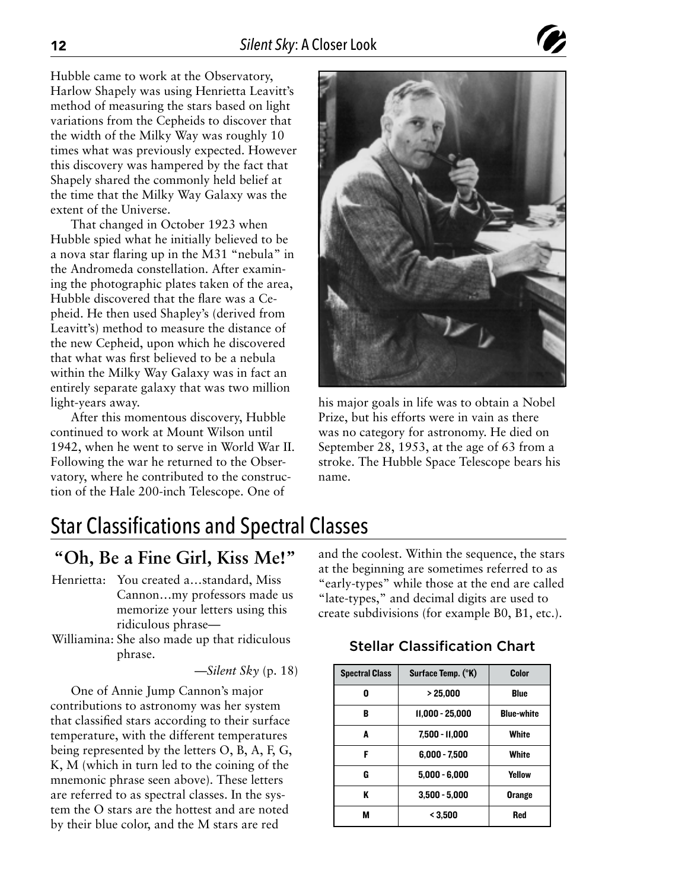Hubble came to work at the Observatory, Harlow Shapely was using Henrietta Leavitt's method of measuring the stars based on light variations from the Cepheids to discover that the width of the Milky Way was roughly 10 times what was previously expected. However this discovery was hampered by the fact that Shapely shared the commonly held belief at the time that the Milky Way Galaxy was the extent of the Universe.

That changed in October 1923 when Hubble spied what he initially believed to be a nova star flaring up in the M31 "nebula" in the Andromeda constellation. After examining the photographic plates taken of the area, Hubble discovered that the flare was a Cepheid. He then used Shapley's (derived from Leavitt's) method to measure the distance of the new Cepheid, upon which he discovered that what was first believed to be a nebula within the Milky Way Galaxy was in fact an entirely separate galaxy that was two million light-years away.

After this momentous discovery, Hubble continued to work at Mount Wilson until 1942, when he went to serve in World War II. Following the war he returned to the Observatory, where he contributed to the construction of the Hale 200-inch Telescope. One of his major goals in life was to obtain a Nobel Prize, but his efforts were in vain as there was no category for astronomy. He died on September 28, 1953, at the age of 63 from a stroke. The Hubble Space Telescope bears his name.

# Star Classifications and Spectral Classes

## "Oh, Be a Fine Girl, Kiss Me!"

Henrietta: You created a…standard, Miss Cannon…my professors made us memorize your letters using this ridiculous phrase—

Williamina: She also made up that ridiculous phrase.

—*Silent Sky* (p. 18)

One of Annie Jump Cannon's major contributions to astronomy was her system that classified stars according to their surface temperature, with the different temperatures being represented by the letters O, B, A, F, G, K, M (which in turn led to the coining of the mnemonic phrase seen above). These letters are referred to as spectral classes. In the system the O stars are the hottest and are noted by their blue color, and the M stars are red and the coolest. Within the sequence, the stars at the beginning are sometimes referred to as "early-types" while those at the end are called "late-types," and decimal digits are used to create subdivisions (for example B0, B1, etc.).

### Stellar Classification Chart

| Spectral Class | Surface Temp. (°K) | Color |
|---|---|---|
| O | > 25,000 | Blue |
| B | 11,000 - 25,000 | Blue-white |
| A | 7,500 - 11,000 | White |
| F | 6,000 - 7,500 | White |
| G | 5,000 - 6,000 | Yellow |
| K | 3,500 - 5,000 | Orange |
| M | < 3,500 | Red |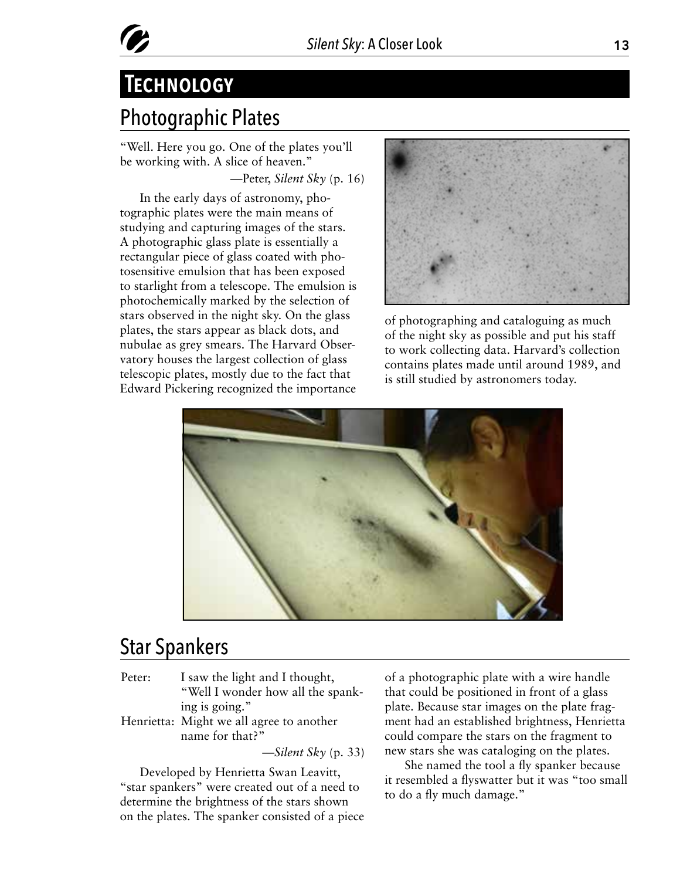# Technology

## Photographic Plates

"Well. Here you go. One of the plates you'll be working with. A slice of heaven."

—Peter, *Silent Sky* (p. 16)

In the early days of astronomy, photographic plates were the main means of studying and capturing images of the stars. A photographic glass plate is essentially a rectangular piece of glass coated with photosensitive emulsion that has been exposed to starlight from a telescope. The emulsion is photochemically marked by the selection of stars observed in the night sky. On the glass plates, the stars appear as black dots, and nubulae as grey smears. The Harvard Observatory houses the largest collection of glass telescopic plates, mostly due to the fact that Edward Pickering recognized the importance of photographing and cataloguing as much of the night sky as possible and put his staff to work collecting data. Harvard's collection contains plates made until around 1989, and is still studied by astronomers today.

## Star Spankers

Peter: I saw the light and I thought, "Well I wonder how all the spanking is going."

Henrietta: Might we all agree to another name for that?"

—*Silent Sky* (p. 33)

Developed by Henrietta Swan Leavitt, "star spankers" were created out of a need to determine the brightness of the stars shown on the plates. The spanker consisted of a piece of a photographic plate with a wire handle that could be positioned in front of a glass plate. Because star images on the plate fragment had an established brightness, Henrietta could compare the stars on the fragment to new stars she was cataloging on the plates.

She named the tool a fly spanker because it resembled a flyswatter but it was "too small to do a fly much damage."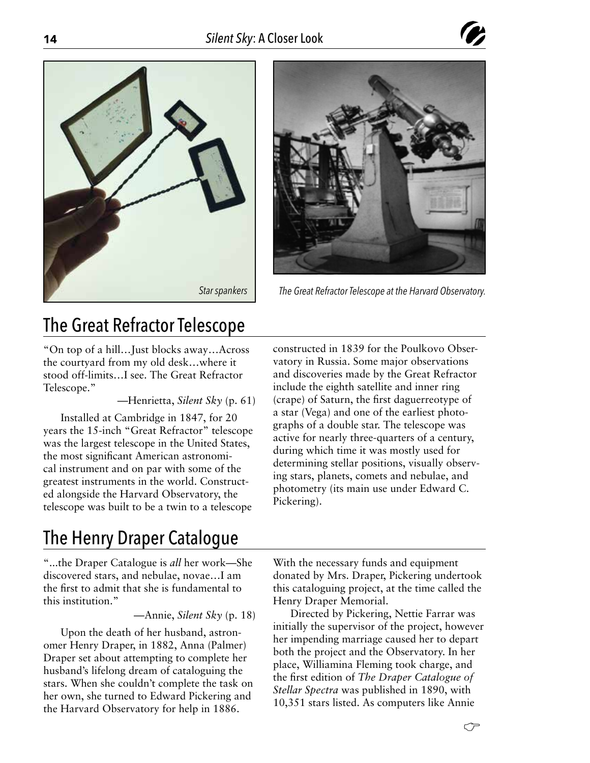Star spankers

The Great Refractor Telescope at the Harvard Observatory.

## The Great Refractor Telescope

"On top of a hill…Just blocks away…Across the courtyard from my old desk…where it stood off-limits…I see. The Great Refractor Telescope."

—Henrietta, *Silent Sky* (p. 61)

Installed at Cambridge in 1847, for 20 years the 15-inch "Great Refractor" telescope was the largest telescope in the United States, the most significant American astronomical instrument and on par with some of the greatest instruments in the world. Constructed alongside the Harvard Observatory, the telescope was built to be a twin to a telescope constructed in 1839 for the Poulkovo Observatory in Russia. Some major observations and discoveries made by the Great Refractor include the eighth satellite and inner ring (crape) of Saturn, the first daguerreotype of a star (Vega) and one of the earliest photographs of a double star. The telescope was active for nearly three-quarters of a century, during which time it was mostly used for determining stellar positions, visually observing stars, planets, comets and nebulae, and photometry (its main use under Edward C. Pickering).

## The Henry Draper Catalogue

"...the Draper Catalogue is *all* her work—She discovered stars, and nebulae, novae…I am the first to admit that she is fundamental to this institution."

—Annie, *Silent Sky* (p. 18)

Upon the death of her husband, astronomer Henry Draper, in 1882, Anna (Palmer) Draper set about attempting to complete her husband's lifelong dream of cataloguing the stars. When she couldn't complete the task on her own, she turned to Edward Pickering and the Harvard Observatory for help in 1886. With the necessary funds and equipment donated by Mrs. Draper, Pickering undertook this cataloguing project, at the time called the Henry Draper Memorial.

Directed by Pickering, Nettie Farrar was initially the supervisor of the project, however her impending marriage caused her to depart both the project and the Observatory. In her place, Williamina Fleming took charge, and the first edition of *The Draper Catalogue of Stellar Spectra* was published in 1890, with 10,351 stars listed. As computers like Annie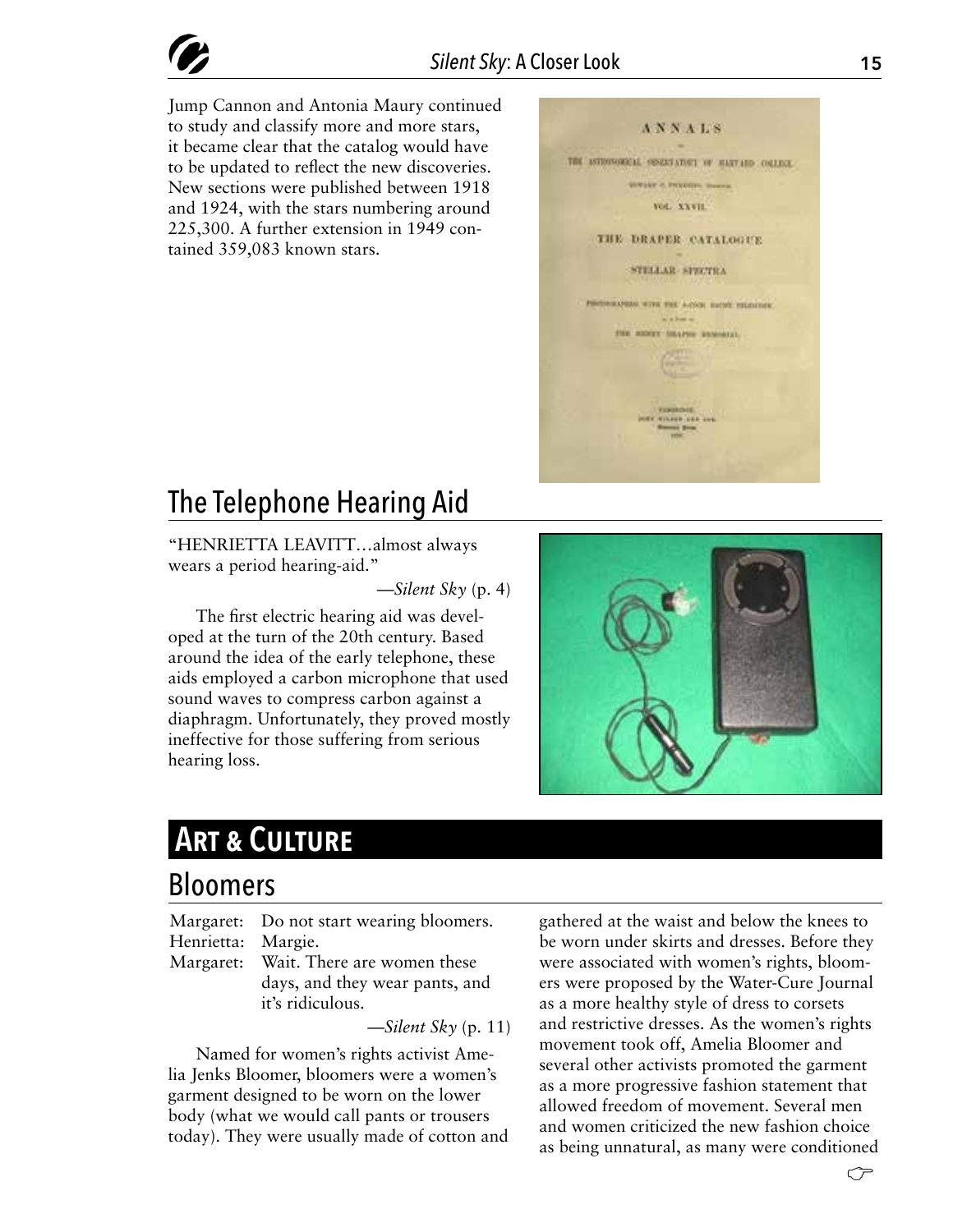Jump Cannon and Antonia Maury continued to study and classify more and more stars, it became clear that the catalog would have to be updated to reflect the new discoveries. New sections were published between 1918 and 1924, with the stars numbering around 225,300. A further extension in 1949 contained 359,083 known stars.

## The Telephone Hearing Aid

"HENRIETTA LEAVITT…almost always wears a period hearing-aid."

—*Silent Sky* (p. 4)

The first electric hearing aid was developed at the turn of the 20th century. Based around the idea of the early telephone, these aids employed a carbon microphone that used sound waves to compress carbon against a diaphragm. Unfortunately, they proved mostly ineffective for those suffering from serious hearing loss.

# Art & Culture

## Bloomers

Margaret: Do not start wearing bloomers.
Henrietta: Margie.
Margaret: Wait. There are women these days, and they wear pants, and it's ridiculous.

—*Silent Sky* (p. 11)

Named for women's rights activist Amelia Jenks Bloomer, bloomers were a women's garment designed to be worn on the lower body (what we would call pants or trousers today). They were usually made of cotton and gathered at the waist and below the knees to be worn under skirts and dresses. Before they were associated with women's rights, bloomers were proposed by the Water-Cure Journal as a more healthy style of dress to corsets and restrictive dresses. As the women's rights movement took off, Amelia Bloomer and several other activists promoted the garment as a more progressive fashion statement that allowed freedom of movement. Several men and women criticized the new fashion choice as being unnatural, as many were conditioned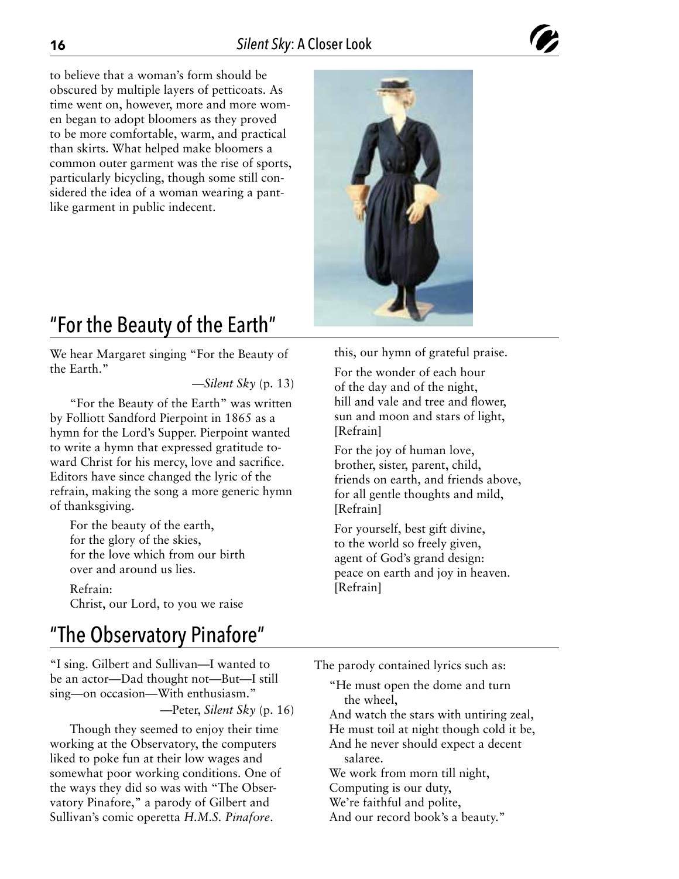to believe that a woman's form should be obscured by multiple layers of petticoats. As time went on, however, more and more women began to adopt bloomers as they proved to be more comfortable, warm, and practical than skirts. What helped make bloomers a common outer garment was the rise of sports, particularly bicycling, though some still considered the idea of a woman wearing a pant-like garment in public indecent.

## "For the Beauty of the Earth"

We hear Margaret singing "For the Beauty of the Earth."

—*Silent Sky* (p. 13)

"For the Beauty of the Earth" was written by Folliott Sandford Pierpoint in 1865 as a hymn for the Lord's Supper. Pierpoint wanted to write a hymn that expressed gratitude toward Christ for his mercy, love and sacrifice. Editors have since changed the lyric of the refrain, making the song a more generic hymn of thanksgiving.

For the beauty of the earth,
for the glory of the skies,
for the love which from our birth
over and around us lies.

Refrain:
Christ, our Lord, to you we raise
this, our hymn of grateful praise.

For the wonder of each hour
of the day and of the night,
hill and vale and tree and flower,
sun and moon and stars of light,
[Refrain]

For the joy of human love,
brother, sister, parent, child,
friends on earth, and friends above,
for all gentle thoughts and mild,
[Refrain]

For yourself, best gift divine,
to the world so freely given,
agent of God's grand design:
peace on earth and joy in heaven.
[Refrain]

## "The Observatory Pinafore"

"I sing. Gilbert and Sullivan—I wanted to be an actor—Dad thought not—But—I still sing—on occasion—With enthusiasm."

—Peter, *Silent Sky* (p. 16)

Though they seemed to enjoy their time working at the Observatory, the computers liked to poke fun at their low wages and somewhat poor working conditions. One of the ways they did so was with "The Observatory Pinafore," a parody of Gilbert and Sullivan's comic operetta *H.M.S. Pinafore*.

The parody contained lyrics such as:

"He must open the dome and turn the wheel,
And watch the stars with untiring zeal,
He must toil at night though cold it be,
And he never should expect a decent salaree.
We work from morn till night,
Computing is our duty,
We're faithful and polite,
And our record book's a beauty."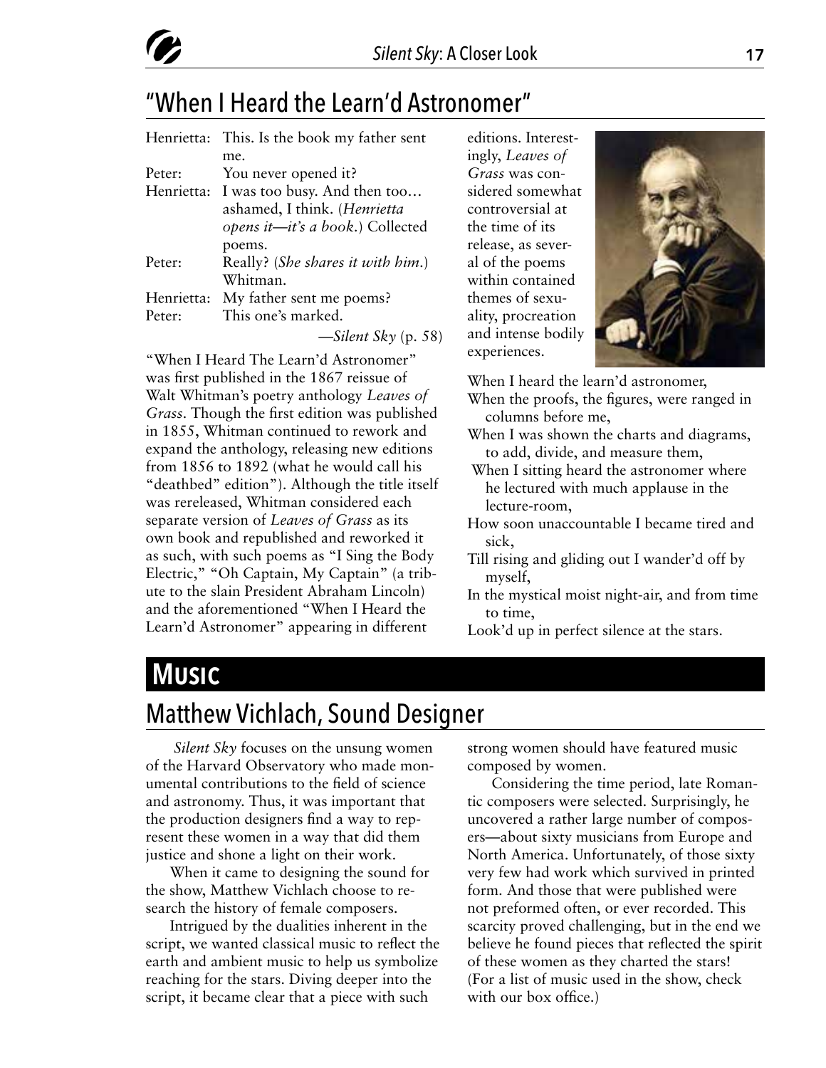## "When I Heard the Learn'd Astronomer"

| | |
|---|---|
| Henrietta: | This. Is the book my father sent me. |
| Peter: | You never opened it? |
| Henrietta: | I was too busy. And then too… ashamed, I think. (*Henrietta opens it—it's a book.*) Collected poems. |
| Peter: | Really? (*She shares it with him.*) Whitman. |
| Henrietta: | My father sent me poems? |
| Peter: | This one's marked. |

—*Silent Sky* (p. 58)

"When I Heard The Learn'd Astronomer" was first published in the 1867 reissue of Walt Whitman's poetry anthology *Leaves of Grass*. Though the first edition was published in 1855, Whitman continued to rework and expand the anthology, releasing new editions from 1856 to 1892 (what he would call his "deathbed" edition"). Although the title itself was rereleased, Whitman considered each separate version of *Leaves of Grass* as its own book and republished and reworked it as such, with such poems as "I Sing the Body Electric," "Oh Captain, My Captain" (a tribute to the slain President Abraham Lincoln) and the aforementioned "When I Heard the Learn'd Astronomer" appearing in different editions. Interestingly, *Leaves of Grass* was considered somewhat controversial at the time of its release, as several of the poems within contained themes of sexuality, procreation and intense bodily experiences.

When I heard the learn'd astronomer,  
When the proofs, the figures, were ranged in columns before me,  
When I was shown the charts and diagrams, to add, divide, and measure them,  
When I sitting heard the astronomer where he lectured with much applause in the lecture-room,  
How soon unaccountable I became tired and sick,  
Till rising and gliding out I wander'd off by myself,  
In the mystical moist night-air, and from time to time,  
Look'd up in perfect silence at the stars.

# Music

## Matthew Vichlach, Sound Designer

*Silent Sky* focuses on the unsung women of the Harvard Observatory who made monumental contributions to the field of science and astronomy. Thus, it was important that the production designers find a way to represent these women in a way that did them justice and shone a light on their work.

When it came to designing the sound for the show, Matthew Vichlach choose to research the history of female composers.

Intrigued by the dualities inherent in the script, we wanted classical music to reflect the earth and ambient music to help us symbolize reaching for the stars. Diving deeper into the script, it became clear that a piece with such strong women should have featured music composed by women.

Considering the time period, late Romantic composers were selected. Surprisingly, he uncovered a rather large number of composers—about sixty musicians from Europe and North America. Unfortunately, of those sixty very few had work which survived in printed form. And those that were published were not preformed often, or ever recorded. This scarcity proved challenging, but in the end we believe he found pieces that reflected the spirit of these women as they charted the stars! (For a list of music used in the show, check with our box office.)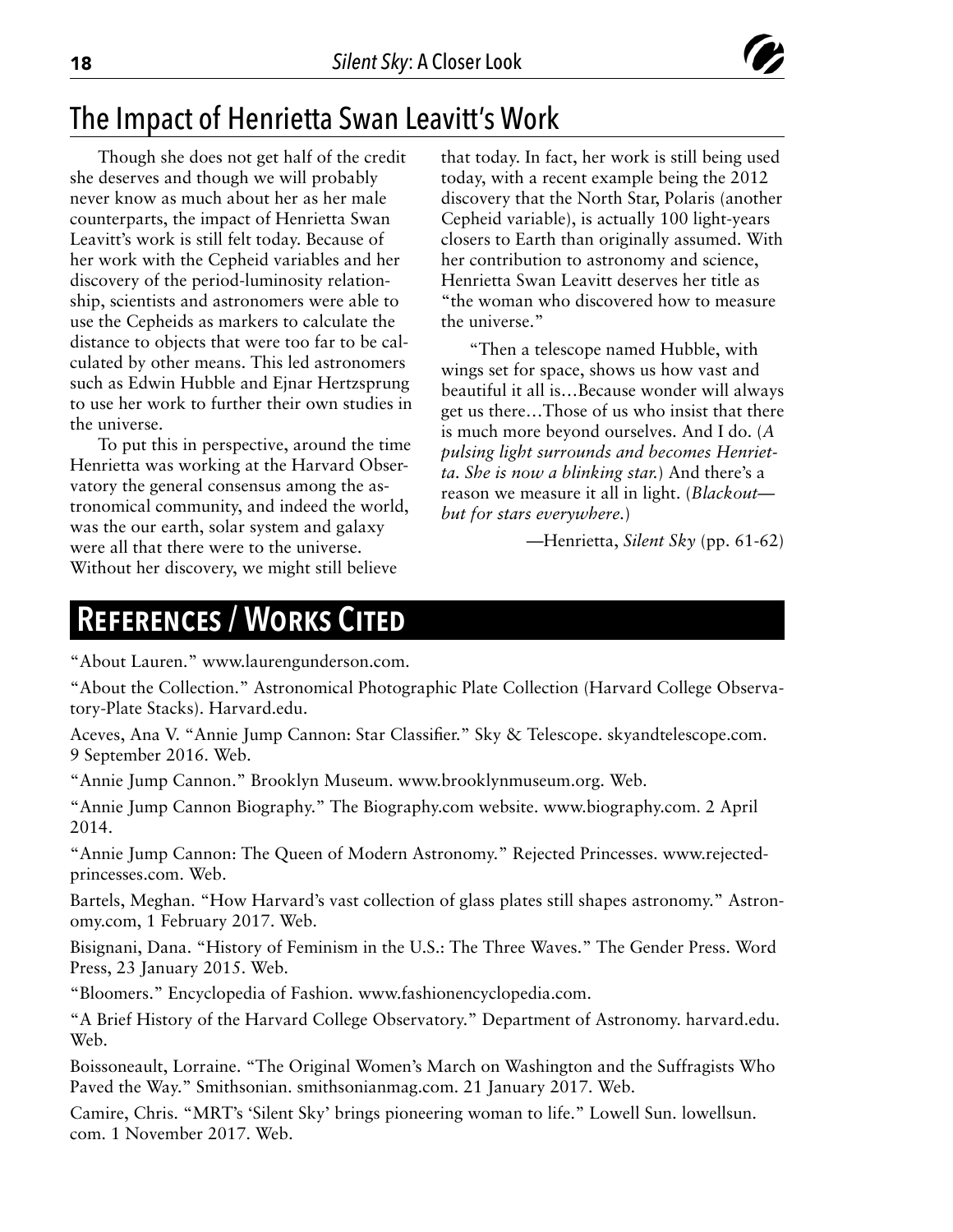## The Impact of Henrietta Swan Leavitt's Work

Though she does not get half of the credit she deserves and though we will probably never know as much about her as her male counterparts, the impact of Henrietta Swan Leavitt's work is still felt today. Because of her work with the Cepheid variables and her discovery of the period-luminosity relationship, scientists and astronomers were able to use the Cepheids as markers to calculate the distance to objects that were too far to be calculated by other means. This led astronomers such as Edwin Hubble and Ejnar Hertzsprung to use her work to further their own studies in the universe.

To put this in perspective, around the time Henrietta was working at the Harvard Observatory the general consensus among the astronomical community, and indeed the world, was the our earth, solar system and galaxy were all that there were to the universe. Without her discovery, we might still believe that today. In fact, her work is still being used today, with a recent example being the 2012 discovery that the North Star, Polaris (another Cepheid variable), is actually 100 light-years closers to Earth than originally assumed. With her contribution to astronomy and science, Henrietta Swan Leavitt deserves her title as "the woman who discovered how to measure the universe."

"Then a telescope named Hubble, with wings set for space, shows us how vast and beautiful it all is…Because wonder will always get us there…Those of us who insist that there is much more beyond ourselves. And I do. (*A pulsing light surrounds and becomes Henrietta. She is now a blinking star.*) And there's a reason we measure it all in light. (*Blackout—but for stars everywhere.*)

—Henrietta, *Silent Sky* (pp. 61-62)

# References / Works Cited

"About Lauren." www.laurengunderson.com.

"About the Collection." Astronomical Photographic Plate Collection (Harvard College Observatory-Plate Stacks). Harvard.edu.

Aceves, Ana V. "Annie Jump Cannon: Star Classifier." Sky & Telescope. skyandtelescope.com. 9 September 2016. Web.

"Annie Jump Cannon." Brooklyn Museum. www.brooklynmuseum.org. Web.

"Annie Jump Cannon Biography." The Biography.com website. www.biography.com. 2 April 2014.

"Annie Jump Cannon: The Queen of Modern Astronomy." Rejected Princesses. www.rejected-princesses.com. Web.

Bartels, Meghan. "How Harvard's vast collection of glass plates still shapes astronomy." Astronomy.com, 1 February 2017. Web.

Bisignani, Dana. "History of Feminism in the U.S.: The Three Waves." The Gender Press. Word Press, 23 January 2015. Web.

"Bloomers." Encyclopedia of Fashion. www.fashionencyclopedia.com.

"A Brief History of the Harvard College Observatory." Department of Astronomy. harvard.edu. Web.

Boissoneault, Lorraine. "The Original Women's March on Washington and the Suffragists Who Paved the Way." Smithsonian. smithsonianmag.com. 21 January 2017. Web.

Camire, Chris. "MRT's 'Silent Sky' brings pioneering woman to life." Lowell Sun. lowellsun.com. 1 November 2017. Web.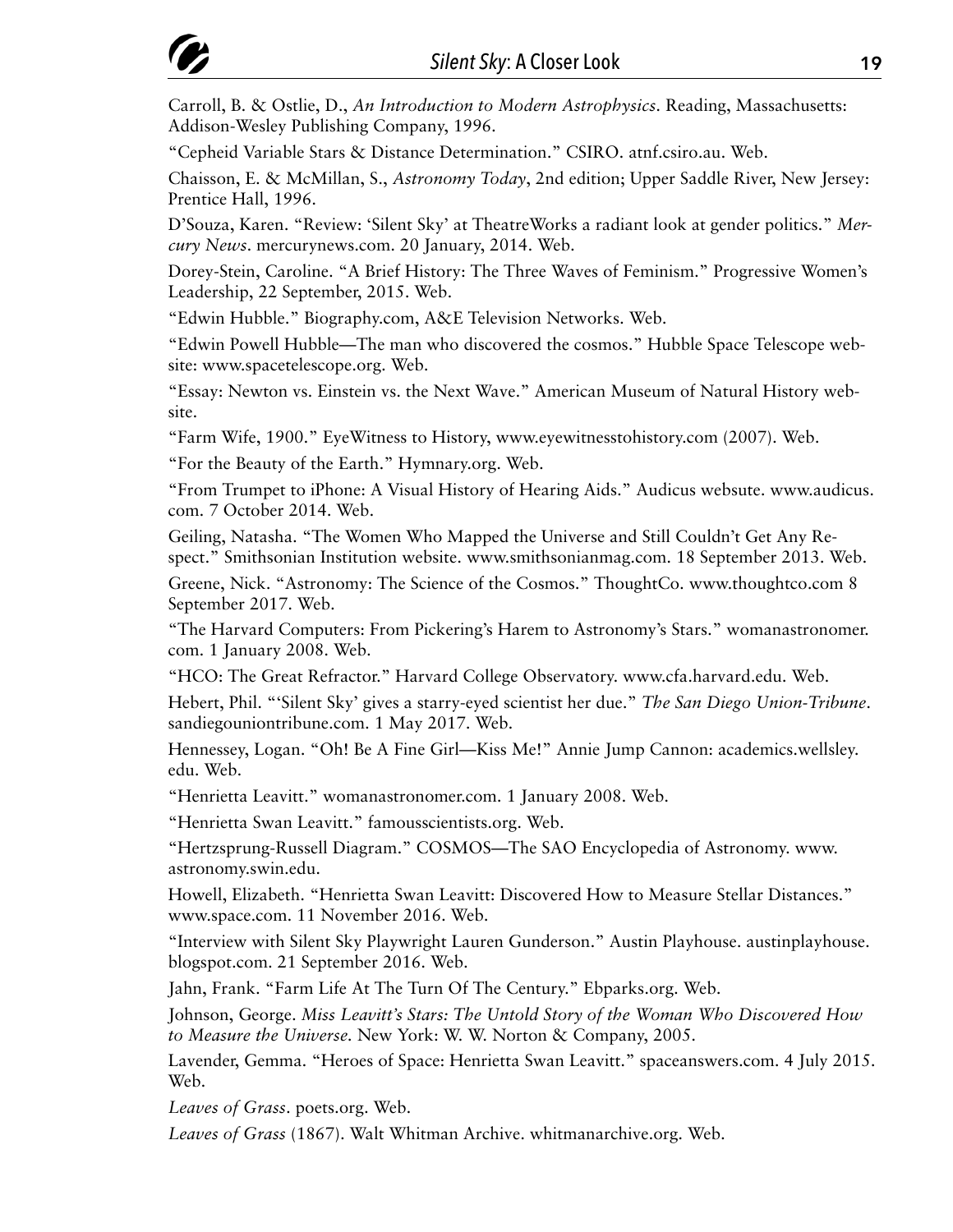Carroll, B. & Ostlie, D., *An Introduction to Modern Astrophysics*. Reading, Massachusetts: Addison-Wesley Publishing Company, 1996.

"Cepheid Variable Stars & Distance Determination." CSIRO. atnf.csiro.au. Web.

Chaisson, E. & McMillan, S., *Astronomy Today*, 2nd edition; Upper Saddle River, New Jersey: Prentice Hall, 1996.

D'Souza, Karen. "Review: 'Silent Sky' at TheatreWorks a radiant look at gender politics." *Mercury News*. mercurynews.com. 20 January, 2014. Web.

Dorey-Stein, Caroline. "A Brief History: The Three Waves of Feminism." Progressive Women's Leadership, 22 September, 2015. Web.

"Edwin Hubble." Biography.com, A&E Television Networks. Web.

"Edwin Powell Hubble—The man who discovered the cosmos." Hubble Space Telescope website: www.spacetelescope.org. Web.

"Essay: Newton vs. Einstein vs. the Next Wave." American Museum of Natural History website.

"Farm Wife, 1900." EyeWitness to History, www.eyewitnesstohistory.com (2007). Web.

"For the Beauty of the Earth." Hymnary.org. Web.

"From Trumpet to iPhone: A Visual History of Hearing Aids." Audicus websute. www.audicus.com. 7 October 2014. Web.

Geiling, Natasha. "The Women Who Mapped the Universe and Still Couldn't Get Any Respect." Smithsonian Institution website. www.smithsonianmag.com. 18 September 2013. Web.

Greene, Nick. "Astronomy: The Science of the Cosmos." ThoughtCo. www.thoughtco.com 8 September 2017. Web.

"The Harvard Computers: From Pickering's Harem to Astronomy's Stars." womanastronomer.com. 1 January 2008. Web.

"HCO: The Great Refractor." Harvard College Observatory. www.cfa.harvard.edu. Web.

Hebert, Phil. "'Silent Sky' gives a starry-eyed scientist her due." *The San Diego Union-Tribune*. sandiegouniontribune.com. 1 May 2017. Web.

Hennessey, Logan. "Oh! Be A Fine Girl—Kiss Me!" Annie Jump Cannon: academics.wellsley.edu. Web.

"Henrietta Leavitt." womanastronomer.com. 1 January 2008. Web.

"Henrietta Swan Leavitt." famousscientists.org. Web.

"Hertzsprung-Russell Diagram." COSMOS—The SAO Encyclopedia of Astronomy. www.astronomy.swin.edu.

Howell, Elizabeth. "Henrietta Swan Leavitt: Discovered How to Measure Stellar Distances." www.space.com. 11 November 2016. Web.

"Interview with Silent Sky Playwright Lauren Gunderson." Austin Playhouse. austinplayhouse.blogspot.com. 21 September 2016. Web.

Jahn, Frank. "Farm Life At The Turn Of The Century." Ebparks.org. Web.

Johnson, George. *Miss Leavitt's Stars: The Untold Story of the Woman Who Discovered How to Measure the Universe*. New York: W. W. Norton & Company, 2005.

Lavender, Gemma. "Heroes of Space: Henrietta Swan Leavitt." spaceanswers.com. 4 July 2015. Web.

*Leaves of Grass*. poets.org. Web.

*Leaves of Grass* (1867). Walt Whitman Archive. whitmanarchive.org. Web.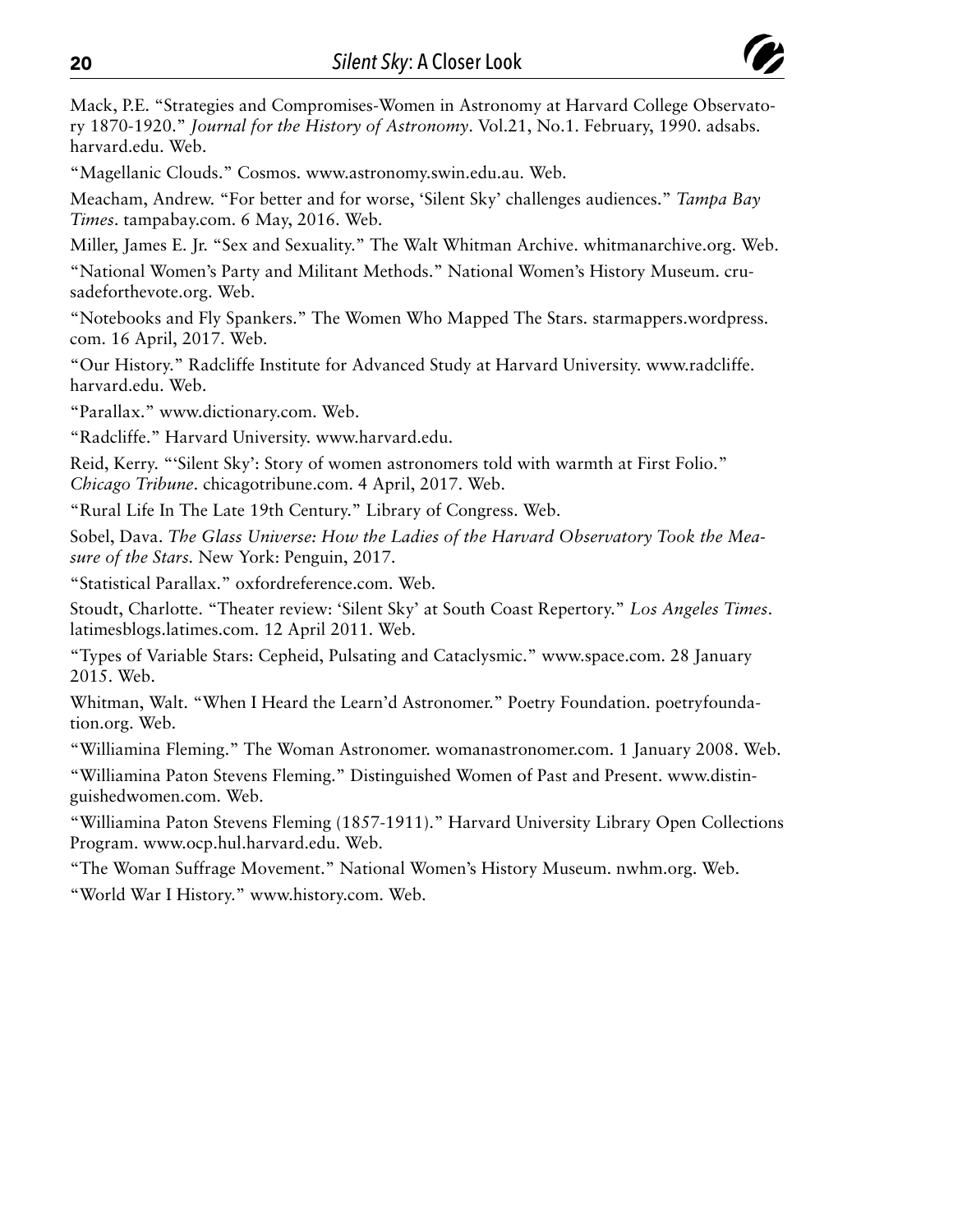Mack, P.E. "Strategies and Compromises-Women in Astronomy at Harvard College Observatory 1870-1920." *Journal for the History of Astronomy*. Vol.21, No.1. February, 1990. adsabs.harvard.edu. Web.

"Magellanic Clouds." Cosmos. www.astronomy.swin.edu.au. Web.

Meacham, Andrew. "For better and for worse, 'Silent Sky' challenges audiences." *Tampa Bay Times*. tampabay.com. 6 May, 2016. Web.

Miller, James E. Jr. "Sex and Sexuality." The Walt Whitman Archive. whitmanarchive.org. Web.

"National Women's Party and Militant Methods." National Women's History Museum. crusadeforthevote.org. Web.

"Notebooks and Fly Spankers." The Women Who Mapped The Stars. starmappers.wordpress.com. 16 April, 2017. Web.

"Our History." Radcliffe Institute for Advanced Study at Harvard University. www.radcliffe.harvard.edu. Web.

"Parallax." www.dictionary.com. Web.

"Radcliffe." Harvard University. www.harvard.edu.

Reid, Kerry. "'Silent Sky': Story of women astronomers told with warmth at First Folio." *Chicago Tribune*. chicagotribune.com. 4 April, 2017. Web.

"Rural Life In The Late 19th Century." Library of Congress. Web.

Sobel, Dava. *The Glass Universe: How the Ladies of the Harvard Observatory Took the Measure of the Stars*. New York: Penguin, 2017.

"Statistical Parallax." oxfordreference.com. Web.

Stoudt, Charlotte. "Theater review: 'Silent Sky' at South Coast Repertory." *Los Angeles Times*. latimesblogs.latimes.com. 12 April 2011. Web.

"Types of Variable Stars: Cepheid, Pulsating and Cataclysmic." www.space.com. 28 January 2015. Web.

Whitman, Walt. "When I Heard the Learn'd Astronomer." Poetry Foundation. poetryfoundation.org. Web.

"Williamina Fleming." The Woman Astronomer. womanastronomer.com. 1 January 2008. Web.

"Williamina Paton Stevens Fleming." Distinguished Women of Past and Present. www.distinguishedwomen.com. Web.

"Williamina Paton Stevens Fleming (1857-1911)." Harvard University Library Open Collections Program. www.ocp.hul.harvard.edu. Web.

"The Woman Suffrage Movement." National Women's History Museum. nwhm.org. Web.

"World War I History." www.history.com. Web.